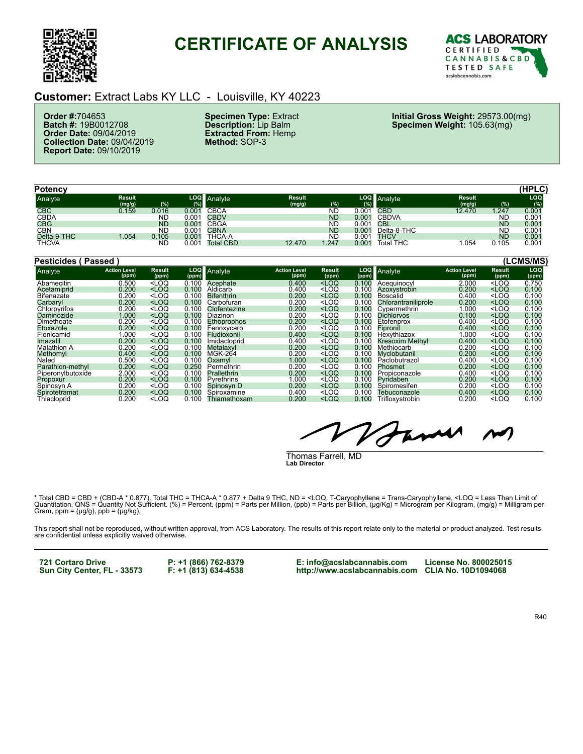# CERTIFICATE OF ANALYSIS

ACS LABORATORY
CERTIFIED CANNABIS & CBD TESTED SAFE
acslabcannabis.com

## Customer: Extract Labs KY LLC - Louisville, KY 40223

**Order #:** 704653
**Batch #:** 19B0012708
**Order Date:** 09/04/2019
**Collection Date:** 09/04/2019
**Report Date:** 09/10/2019

**Specimen Type:** Extract
**Description:** Lip Balm
**Extracted From:** Hemp
**Method:** SOP-3

**Initial Gross Weight:** 29573.00(mg)
**Specimen Weight:** 105.63(mg)

### Potency (HPLC)

| Analyte | Result (mg/g) | (%) | LOQ (%) | Analyte | Result (mg/g) | (%) | LOQ (%) | Analyte | Result (mg/g) | (%) | LOQ (%) |
|---|---|---|---|---|---|---|---|---|---|---|---|
| CBC | 0.159 | 0.016 | 0.001 | CBCA | | ND | 0.001 | CBD | 12.470 | 1.247 | 0.001 |
| CBDA | | ND | 0.001 | CBDV | | ND | 0.001 | CBDVA | | ND | 0.001 |
| CBG | | ND | 0.001 | CBGA | | ND | 0.001 | CBL | | ND | 0.001 |
| CBN | | ND | 0.001 | CBNA | | ND | 0.001 | Delta-8-THC | | ND | 0.001 |
| Delta-9-THC | 1.054 | 0.105 | 0.001 | THCA-A | | ND | 0.001 | THCV | | ND | 0.001 |
| THCVA | | ND | 0.001 | Total CBD | 12.470 | 1.247 | 0.001 | Total THC | 1.054 | 0.105 | 0.001 |

### Pesticides ( Passed ) (LCMS/MS)

| Analyte | Action Level (ppm) | Result (ppm) | LOQ (ppm) | Analyte | Action Level (ppm) | Result (ppm) | LOQ (ppm) | Analyte | Action Level (ppm) | Result (ppm) | LOQ (ppm) |
|---|---|---|---|---|---|---|---|---|---|---|---|
| Abamecitin | 0.500 | <LOQ | 0.100 | Acephate | 0.400 | <LOQ | 0.100 | Acequinocyl | 2.000 | <LOQ | 0.750 |
| Acetamiprid | 0.200 | <LOQ | 0.100 | Aldicarb | 0.400 | <LOQ | 0.100 | Azoxystrobin | 0.200 | <LOQ | 0.100 |
| Bifenazate | 0.200 | <LOQ | 0.100 | Bifenthrin | 0.200 | <LOQ | 0.100 | Boscalid | 0.400 | <LOQ | 0.100 |
| Carbaryl | 0.200 | <LOQ | 0.100 | Carbofuran | 0.200 | <LOQ | 0.100 | Chlorantraniliprole | 0.200 | <LOQ | 0.100 |
| Chlorpyrifos | 0.200 | <LOQ | 0.100 | Clofentezine | 0.200 | <LOQ | 0.100 | Cypermethrin | 1.000 | <LOQ | 0.100 |
| Daminozide | 1.000 | <LOQ | 0.100 | Diazinon | 0.200 | <LOQ | 0.100 | Dichlorvos | 0.100 | <LOQ | 0.100 |
| Dimethoate | 0.200 | <LOQ | 0.100 | Ethoprophos | 0.200 | <LOQ | 0.100 | Etofenprox | 0.400 | <LOQ | 0.100 |
| Etoxazole | 0.200 | <LOQ | 0.100 | Fenoxycarb | 0.200 | <LOQ | 0.100 | Fipronil | 0.400 | <LOQ | 0.100 |
| Flonicamid | 1.000 | <LOQ | 0.100 | Fludioxonil | 0.400 | <LOQ | 0.100 | Hexythiazox | 1.000 | <LOQ | 0.100 |
| Imazalil | 0.200 | <LOQ | 0.100 | Imidacloprid | 0.400 | <LOQ | 0.100 | Kresoxim Methyl | 0.400 | <LOQ | 0.100 |
| Malathion A | 0.200 | <LOQ | 0.100 | Metalaxyl | 0.200 | <LOQ | 0.100 | Methiocarb | 0.200 | <LOQ | 0.100 |
| Methomyl | 0.400 | <LOQ | 0.100 | MGK-264 | 0.200 | <LOQ | 0.100 | Myclobutanil | 0.200 | <LOQ | 0.100 |
| Naled | 0.500 | <LOQ | 0.100 | Oxamyl | 1.000 | <LOQ | 0.100 | Paclobutrazol | 0.400 | <LOQ | 0.100 |
| Parathion-methyl | 0.200 | <LOQ | 0.250 | Permethrin | 0.200 | <LOQ | 0.100 | Phosmet | 0.200 | <LOQ | 0.100 |
| Piperonylbutoxide | 2.000 | <LOQ | 0.100 | Prallethrin | 0.200 | <LOQ | 0.100 | Propiconazole | 0.400 | <LOQ | 0.100 |
| Propoxur | 0.200 | <LOQ | 0.100 | Pyrethrins | 1.000 | <LOQ | 0.100 | Pyridaben | 0.200 | <LOQ | 0.100 |
| Spinosyn A | 0.200 | <LOQ | 0.100 | Spinosyn D | 0.200 | <LOQ | 0.100 | Spiromesifen | 0.200 | <LOQ | 0.100 |
| Spirotetramat | 0.200 | <LOQ | 0.100 | Spiroxamine | 0.400 | <LOQ | 0.100 | Tebuconazole | 0.400 | <LOQ | 0.100 |
| Thiacloprid | 0.200 | <LOQ | 0.100 | Thiamethoxam | 0.200 | <LOQ | 0.100 | Trifloxystrobin | 0.200 | <LOQ | 0.100 |

Thomas Farrell, MD
**Lab Director**

* Total CBD = CBD + (CBD-A * 0.877). Total THC = THCA-A * 0.877 + Delta 9 THC, ND = <LOQ, T-Caryophyllene = Trans-Caryophyllene, <LOQ = Less Than Limit of Quantitation, QNS = Quantity Not Sufficient. (%) = Percent, (ppm) = Parts per Million, (ppb) = Parts per Billion, (µg/Kg) = Microgram per Kilogram, (mg/g) = Milligram per Gram, ppm = (µg/g), ppb = (µg/kg),

This report shall not be reproduced, without written approval, from ACS Laboratory. The results of this report relate only to the material or product analyzed. Test results are confidential unless explicitly waived otherwise.

**721 Cortaro Drive**
**Sun City Center, FL - 33573**

**P: +1 (866) 762-8379**
**F: +1 (813) 634-4538**

**E: info@acslabcannabis.com**
**http://www.acslabcannabis.com**

**License No. 800025015**
**CLIA No. 10D1094068**

R40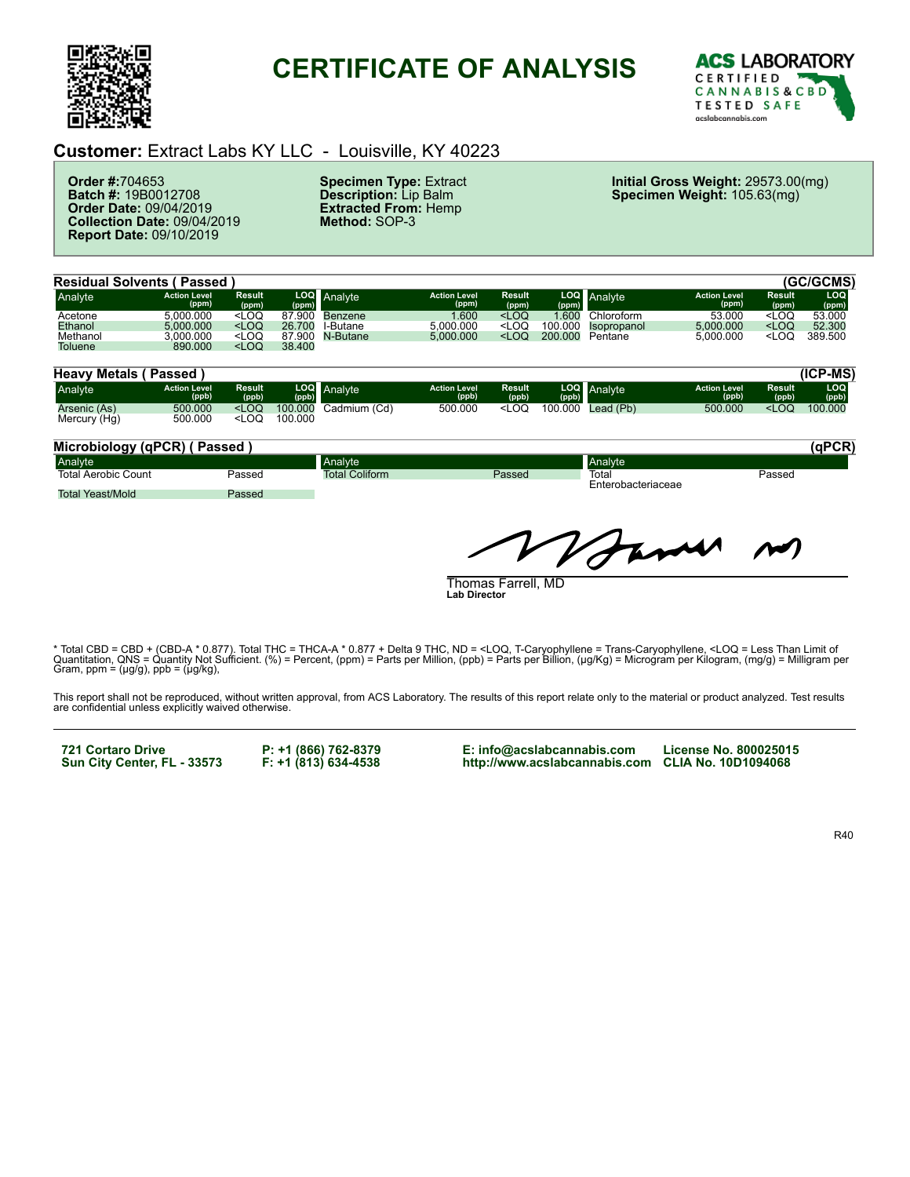# CERTIFICATE OF ANALYSIS

ACS LABORATORY
CERTIFIED CANNABIS & CBD TESTED SAFE
acslabcannabis.com

## Customer: Extract Labs KY LLC - Louisville, KY 40223

**Order #:**704653
**Batch #:** 19B0012708
**Order Date:** 09/04/2019
**Collection Date:** 09/04/2019
**Report Date:** 09/10/2019

**Specimen Type:** Extract
**Description:** Lip Balm
**Extracted From:** Hemp
**Method:** SOP-3

**Initial Gross Weight:** 29573.00(mg)
**Specimen Weight:** 105.63(mg)

### Residual Solvents ( Passed ) (GC/GCMS)

| Analyte | Action Level (ppm) | Result (ppm) | LOQ (ppm) | Analyte | Action Level (ppm) | Result (ppm) | LOQ (ppm) | Analyte | Action Level (ppm) | Result (ppm) | LOQ (ppm) |
|---|---|---|---|---|---|---|---|---|---|---|---|
| Acetone | 5,000.000 | <LOQ | 87.900 | Benzene | 1.600 | <LOQ | 1.600 | Chloroform | 53.000 | <LOQ | 53.000 |
| Ethanol | 5,000.000 | <LOQ | 26.700 | I-Butane | 5,000.000 | <LOQ | 100.000 | Isopropanol | 5,000.000 | <LOQ | 52.300 |
| Methanol | 3,000.000 | <LOQ | 87.900 | N-Butane | 5,000.000 | <LOQ | 200.000 | Pentane | 5,000.000 | <LOQ | 389.500 |
| Toluene | 890.000 | <LOQ | 38.400 | | | | | | | | |

### Heavy Metals ( Passed ) (ICP-MS)

| Analyte | Action Level (ppb) | Result (ppb) | LOQ (ppb) | Analyte | Action Level (ppb) | Result (ppb) | LOQ (ppb) | Analyte | Action Level (ppb) | Result (ppb) | LOQ (ppb) |
|---|---|---|---|---|---|---|---|---|---|---|---|
| Arsenic (As) | 500.000 | <LOQ | 100.000 | Cadmium (Cd) | 500.000 | <LOQ | 100.000 | Lead (Pb) | 500.000 | <LOQ | 100.000 |
| Mercury (Hg) | 500.000 | <LOQ | 100.000 | | | | | | | | |

### Microbiology (qPCR) ( Passed ) (qPCR)

| Analyte | | Analyte | | Analyte | |
|---|---|---|---|---|---|
| Total Aerobic Count | Passed | Total Coliform | Passed | Total Enterobacteriaceae | Passed |
| Total Yeast/Mold | Passed | | | | |

Thomas Farrell, MD
**Lab Director**

* Total CBD = CBD + (CBD-A * 0.877). Total THC = THCA-A * 0.877 + Delta 9 THC, ND = <LOQ, T-Caryophyllene = Trans-Caryophyllene, <LOQ = Less Than Limit of Quantitation, QNS = Quantity Not Sufficient. (%) = Percent, (ppm) = Parts per Million, (ppb) = Parts per Billion, (µg/Kg) = Microgram per Kilogram, (mg/g) = Milligram per Gram, ppm = (µg/g), ppb = (µg/kg),

This report shall not be reproduced, without written approval, from ACS Laboratory. The results of this report relate only to the material or product analyzed. Test results are confidential unless explicitly waived otherwise.

**721 Cortaro Drive**
**Sun City Center, FL - 33573**

**P: +1 (866) 762-8379**
**F: +1 (813) 634-4538**

**E: info@acslabcannabis.com**
**http://www.acslabcannabis.com**

**License No. 800025015**
**CLIA No. 10D1094068**

R40